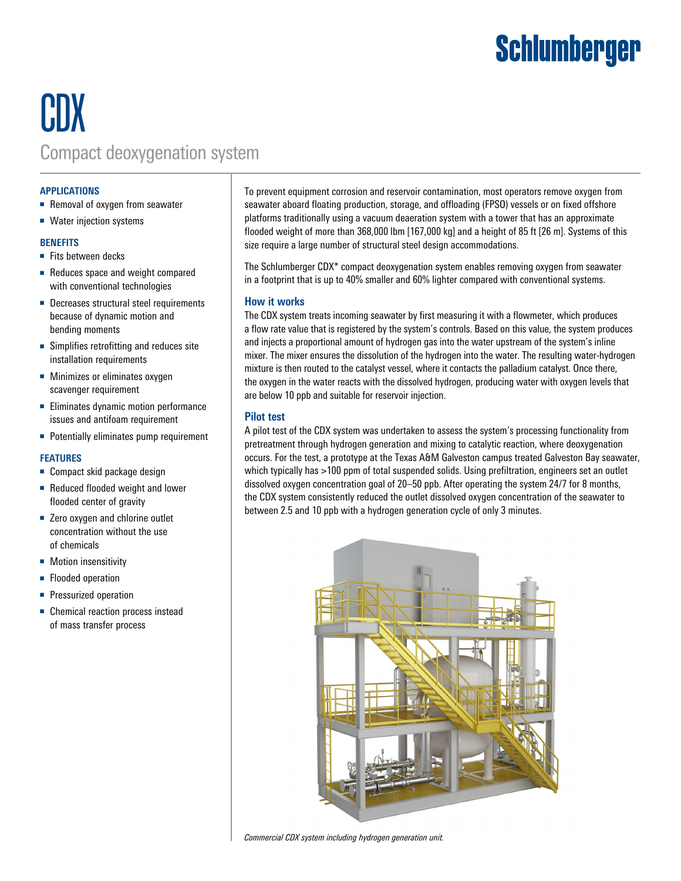Schlumberger

# CDX

## Compact deoxygenation system

### APPLICATIONS

- Removal of oxygen from seawater
- Water injection systems

### BENEFITS

- Fits between decks
- Reduces space and weight compared with conventional technologies
- Decreases structural steel requirements because of dynamic motion and bending moments
- Simplifies retrofitting and reduces site installation requirements
- Minimizes or eliminates oxygen scavenger requirement
- Eliminates dynamic motion performance issues and antifoam requirement
- Potentially eliminates pump requirement

### FEATURES

- Compact skid package design
- Reduced flooded weight and lower flooded center of gravity
- Zero oxygen and chlorine outlet concentration without the use of chemicals
- Motion insensitivity
- Flooded operation
- Pressurized operation
- Chemical reaction process instead of mass transfer process

To prevent equipment corrosion and reservoir contamination, most operators remove oxygen from seawater aboard floating production, storage, and offloading (FPSO) vessels or on fixed offshore platforms traditionally using a vacuum deaeration system with a tower that has an approximate flooded weight of more than 368,000 lbm [167,000 kg] and a height of 85 ft [26 m]. Systems of this size require a large number of structural steel design accommodations.

The Schlumberger CDX* compact deoxygenation system enables removing oxygen from seawater in a footprint that is up to 40% smaller and 60% lighter compared with conventional systems.

### How it works

The CDX system treats incoming seawater by first measuring it with a flowmeter, which produces a flow rate value that is registered by the system's controls. Based on this value, the system produces and injects a proportional amount of hydrogen gas into the water upstream of the system's inline mixer. The mixer ensures the dissolution of the hydrogen into the water. The resulting water-hydrogen mixture is then routed to the catalyst vessel, where it contacts the palladium catalyst. Once there, the oxygen in the water reacts with the dissolved hydrogen, producing water with oxygen levels that are below 10 ppb and suitable for reservoir injection.

### Pilot test

A pilot test of the CDX system was undertaken to assess the system's processing functionality from pretreatment through hydrogen generation and mixing to catalytic reaction, where deoxygenation occurs. For the test, a prototype at the Texas A&M Galveston campus treated Galveston Bay seawater, which typically has >100 ppm of total suspended solids. Using prefiltration, engineers set an outlet dissolved oxygen concentration goal of 20–50 ppb. After operating the system 24/7 for 8 months, the CDX system consistently reduced the outlet dissolved oxygen concentration of the seawater to between 2.5 and 10 ppb with a hydrogen generation cycle of only 3 minutes.

*Commercial CDX system including hydrogen generation unit.*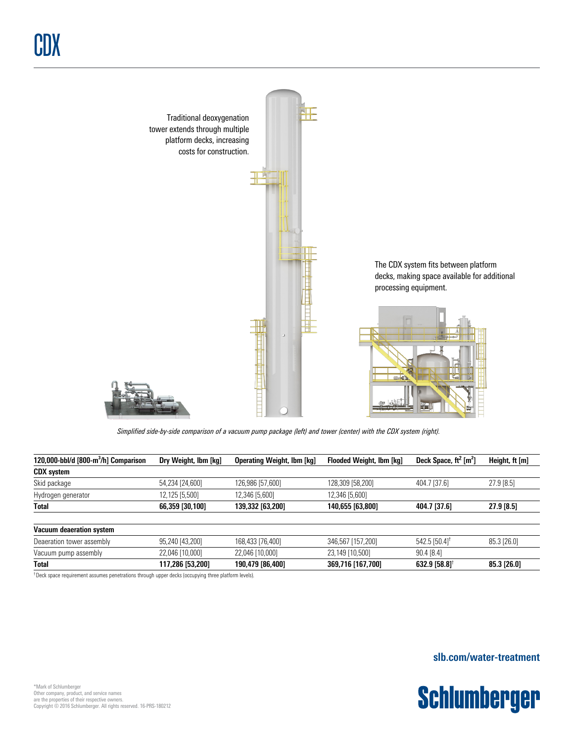# CDX

Traditional deoxygenation tower extends through multiple platform decks, increasing costs for construction.

The CDX system fits between platform decks, making space available for additional processing equipment.

*Simplified side-by-side comparison of a vacuum pump package (left) and tower (center) with the CDX system (right).*

| 120,000-bbl/d [800-$m^3$/h] Comparison | Dry Weight, lbm [kg] | Operating Weight, lbm [kg] | Flooded Weight, lbm [kg] | Deck Space, $ft^2$ [$m^2$] | Height, ft [m] |
|---|---|---|---|---|---|
| **CDX system** | | | | | |
| Skid package | 54,234 [24,600] | 126,986 [57,600] | 128,309 [58,200] | 404.7 [37.6] | 27.9 [8.5] |
| Hydrogen generator | 12,125 [5,500] | 12,346 [5,600] | 12,346 [5,600] | | |
| **Total** | **66,359 [30,100]** | **139,332 [63,200]** | **140,655 [63,800]** | **404.7 [37.6]** | **27.9 [8.5]** |
| | | | | | |
| **Vacuum deaeration system** | | | | | |
| Deaeration tower assembly | 95,240 [43,200] | 168,433 [76,400] | 346,567 [157,200] | 542.5 [50.4]† | 85.3 [26.0] |
| Vacuum pump assembly | 22,046 [10,000] | 22,046 [10,000] | 23,149 [10,500] | 90.4 [8.4] | |
| **Total** | **117,286 [53,200]** | **190,479 [86,400]** | **369,716 [167,700]** | **632.9 [58.8]†** | **85.3 [26.0]** |

†Deck space requirement assumes penetrations through upper decks (occupying three platform levels).

**slb.com/water-treatment**

*Mark of Schlumberger
Other company, product, and service names are the properties of their respective owners.
Copyright © 2016 Schlumberger. All rights reserved. 16-PRS-180212

**Schlumberger**